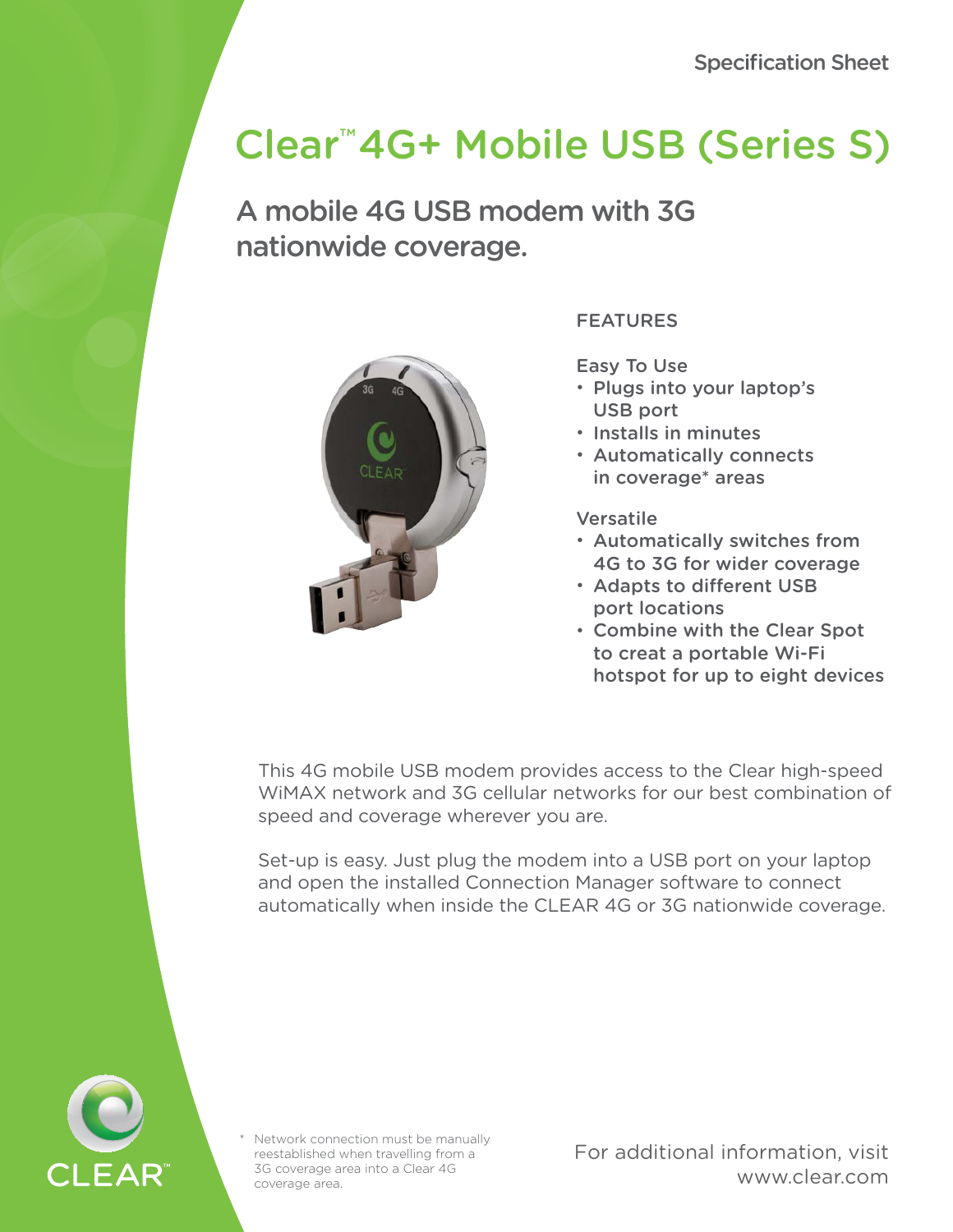Specification Sheet

# Clear™ 4G+ Mobile USB (Series S)

## A mobile 4G USB modem with 3G nationwide coverage.

### FEATURES

**Easy To Use**

- Plugs into your laptop's USB port
- Installs in minutes
- Automatically connects in coverage* areas

**Versatile**

- Automatically switches from 4G to 3G for wider coverage
- Adapts to different USB port locations
- Combine with the Clear Spot to creat a portable Wi-Fi hotspot for up to eight devices

This 4G mobile USB modem provides access to the Clear high-speed WiMAX network and 3G cellular networks for our best combination of speed and coverage wherever you are.

Set-up is easy. Just plug the modem into a USB port on your laptop and open the installed Connection Manager software to connect automatically when inside the CLEAR 4G or 3G nationwide coverage.

\* Network connection must be manually reestablished when travelling from a 3G coverage area into a Clear 4G coverage area.

For additional information, visit www.clear.com

CLEAR™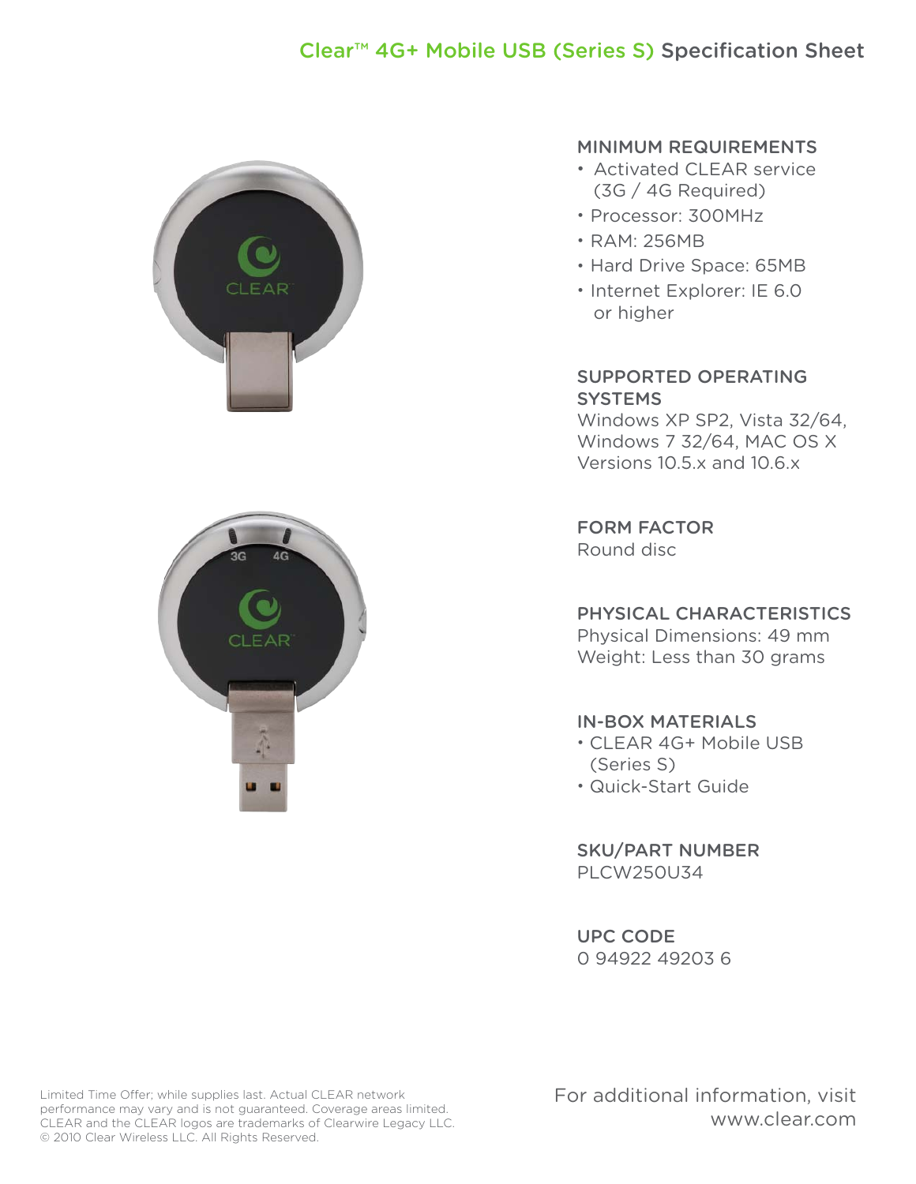# Clear™ 4G+ Mobile USB (Series S) Specification Sheet

## MINIMUM REQUIREMENTS

- Activated CLEAR service (3G / 4G Required)
- Processor: 300MHz
- RAM: 256MB
- Hard Drive Space: 65MB
- Internet Explorer: IE 6.0 or higher

## SUPPORTED OPERATING SYSTEMS

Windows XP SP2, Vista 32/64, Windows 7 32/64, MAC OS X Versions 10.5.x and 10.6.x

## FORM FACTOR

Round disc

## PHYSICAL CHARACTERISTICS

Physical Dimensions: 49 mm
Weight: Less than 30 grams

## IN-BOX MATERIALS

- CLEAR 4G+ Mobile USB (Series S)
- Quick-Start Guide

## SKU/PART NUMBER

PLCW250U34

## UPC CODE

0 94922 49203 6

Limited Time Offer; while supplies last. Actual CLEAR network performance may vary and is not guaranteed. Coverage areas limited. CLEAR and the CLEAR logos are trademarks of Clearwire Legacy LLC. © 2010 Clear Wireless LLC. All Rights Reserved.

For additional information, visit www.clear.com